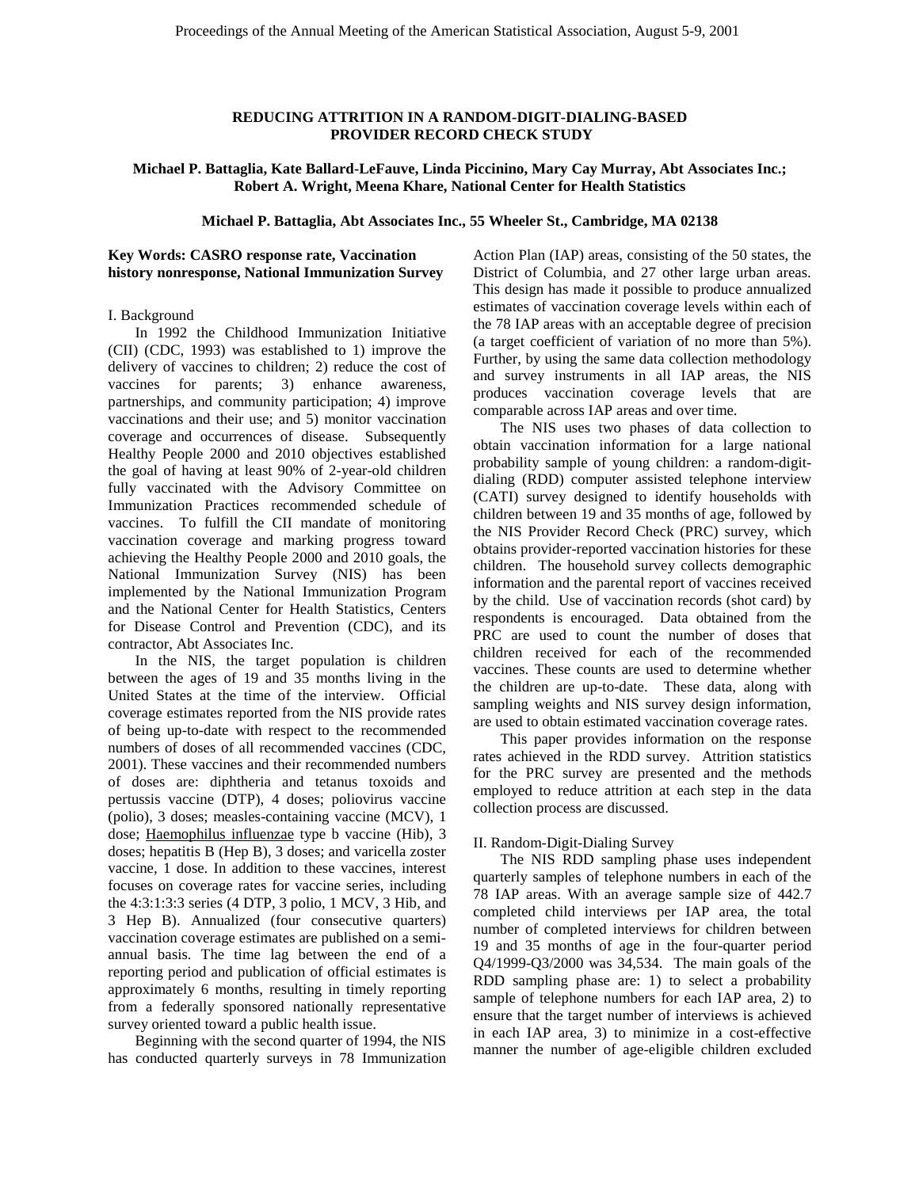# REDUCING ATTRITION IN A RANDOM-DIGIT-DIALING-BASED PROVIDER RECORD CHECK STUDY

**Michael P. Battaglia, Kate Ballard-LeFauve, Linda Piccinino, Mary Cay Murray, Abt Associates Inc.; Robert A. Wright, Meena Khare, National Center for Health Statistics**

**Michael P. Battaglia, Abt Associates Inc., 55 Wheeler St., Cambridge, MA 02138**

**Key Words: CASRO response rate, Vaccination history nonresponse, National Immunization Survey**

## I. Background

In 1992 the Childhood Immunization Initiative (CII) (CDC, 1993) was established to 1) improve the delivery of vaccines to children; 2) reduce the cost of vaccines for parents; 3) enhance awareness, partnerships, and community participation; 4) improve vaccinations and their use; and 5) monitor vaccination coverage and occurrences of disease. Subsequently Healthy People 2000 and 2010 objectives established the goal of having at least 90% of 2-year-old children fully vaccinated with the Advisory Committee on Immunization Practices recommended schedule of vaccines. To fulfill the CII mandate of monitoring vaccination coverage and marking progress toward achieving the Healthy People 2000 and 2010 goals, the National Immunization Survey (NIS) has been implemented by the National Immunization Program and the National Center for Health Statistics, Centers for Disease Control and Prevention (CDC), and its contractor, Abt Associates Inc.

In the NIS, the target population is children between the ages of 19 and 35 months living in the United States at the time of the interview. Official coverage estimates reported from the NIS provide rates of being up-to-date with respect to the recommended numbers of doses of all recommended vaccines (CDC, 2001). These vaccines and their recommended numbers of doses are: diphtheria and tetanus toxoids and pertussis vaccine (DTP), 4 doses; poliovirus vaccine (polio), 3 doses; measles-containing vaccine (MCV), 1 dose; Haemophilus influenzae type b vaccine (Hib), 3 doses; hepatitis B (Hep B), 3 doses; and varicella zoster vaccine, 1 dose. In addition to these vaccines, interest focuses on coverage rates for vaccine series, including the 4:3:1:3:3 series (4 DTP, 3 polio, 1 MCV, 3 Hib, and 3 Hep B). Annualized (four consecutive quarters) vaccination coverage estimates are published on a semi-annual basis. The time lag between the end of a reporting period and publication of official estimates is approximately 6 months, resulting in timely reporting from a federally sponsored nationally representative survey oriented toward a public health issue.

Beginning with the second quarter of 1994, the NIS has conducted quarterly surveys in 78 Immunization Action Plan (IAP) areas, consisting of the 50 states, the District of Columbia, and 27 other large urban areas. This design has made it possible to produce annualized estimates of vaccination coverage levels within each of the 78 IAP areas with an acceptable degree of precision (a target coefficient of variation of no more than 5%). Further, by using the same data collection methodology and survey instruments in all IAP areas, the NIS produces vaccination coverage levels that are comparable across IAP areas and over time.

The NIS uses two phases of data collection to obtain vaccination information for a large national probability sample of young children: a random-digit-dialing (RDD) computer assisted telephone interview (CATI) survey designed to identify households with children between 19 and 35 months of age, followed by the NIS Provider Record Check (PRC) survey, which obtains provider-reported vaccination histories for these children. The household survey collects demographic information and the parental report of vaccines received by the child. Use of vaccination records (shot card) by respondents is encouraged. Data obtained from the PRC are used to count the number of doses that children received for each of the recommended vaccines. These counts are used to determine whether the children are up-to-date. These data, along with sampling weights and NIS survey design information, are used to obtain estimated vaccination coverage rates.

This paper provides information on the response rates achieved in the RDD survey. Attrition statistics for the PRC survey are presented and the methods employed to reduce attrition at each step in the data collection process are discussed.

## II. Random-Digit-Dialing Survey

The NIS RDD sampling phase uses independent quarterly samples of telephone numbers in each of the 78 IAP areas. With an average sample size of 442.7 completed child interviews per IAP area, the total number of completed interviews for children between 19 and 35 months of age in the four-quarter period Q4/1999-Q3/2000 was 34,534. The main goals of the RDD sampling phase are: 1) to select a probability sample of telephone numbers for each IAP area, 2) to ensure that the target number of interviews is achieved in each IAP area, 3) to minimize in a cost-effective manner the number of age-eligible children excluded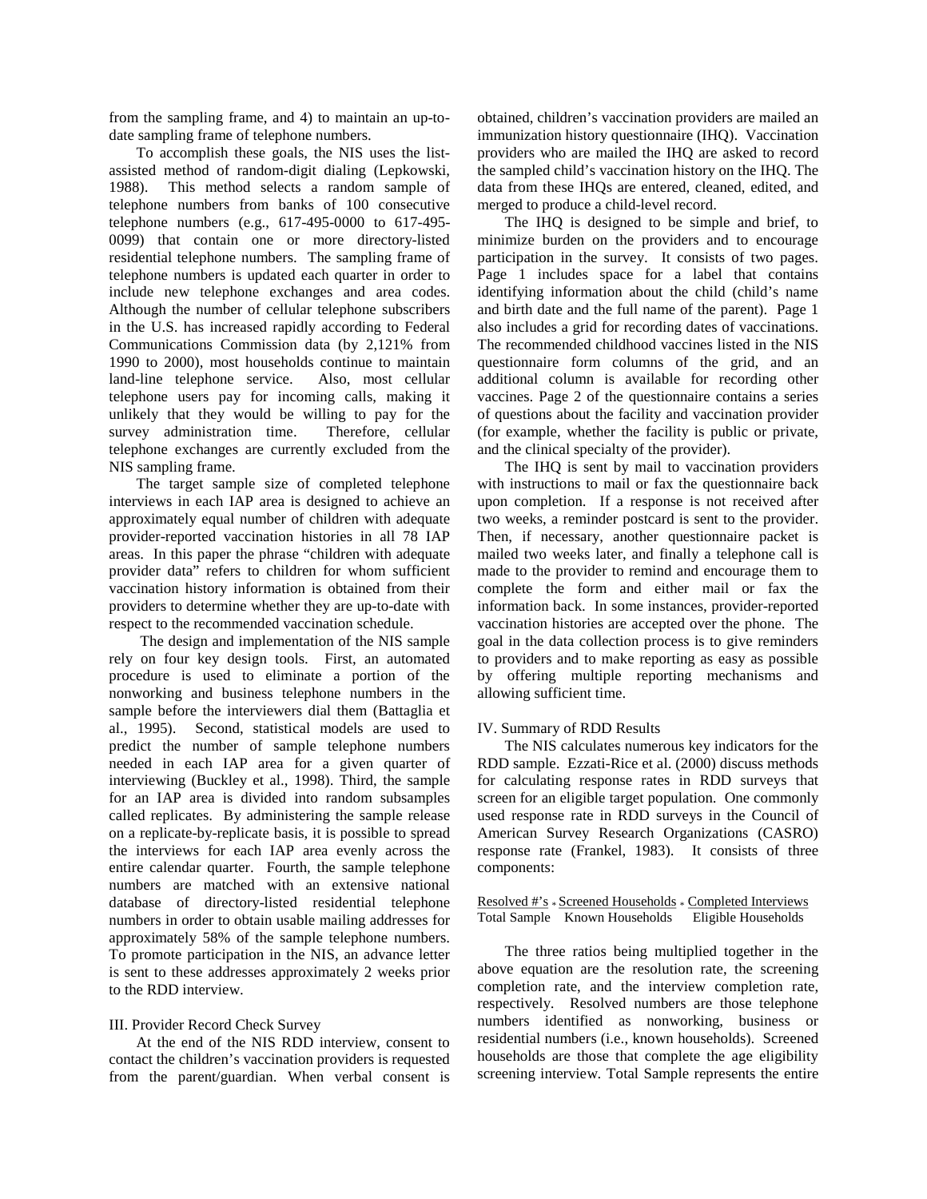from the sampling frame, and 4) to maintain an up-to-date sampling frame of telephone numbers.

To accomplish these goals, the NIS uses the list-assisted method of random-digit dialing (Lepkowski, 1988). This method selects a random sample of telephone numbers from banks of 100 consecutive telephone numbers (e.g., 617-495-0000 to 617-495-0099) that contain one or more directory-listed residential telephone numbers. The sampling frame of telephone numbers is updated each quarter in order to include new telephone exchanges and area codes. Although the number of cellular telephone subscribers in the U.S. has increased rapidly according to Federal Communications Commission data (by 2,121% from 1990 to 2000), most households continue to maintain land-line telephone service. Also, most cellular telephone users pay for incoming calls, making it unlikely that they would be willing to pay for the survey administration time. Therefore, cellular telephone exchanges are currently excluded from the NIS sampling frame.

The target sample size of completed telephone interviews in each IAP area is designed to achieve an approximately equal number of children with adequate provider-reported vaccination histories in all 78 IAP areas. In this paper the phrase "children with adequate provider data" refers to children for whom sufficient vaccination history information is obtained from their providers to determine whether they are up-to-date with respect to the recommended vaccination schedule.

The design and implementation of the NIS sample rely on four key design tools. First, an automated procedure is used to eliminate a portion of the nonworking and business telephone numbers in the sample before the interviewers dial them (Battaglia et al., 1995). Second, statistical models are used to predict the number of sample telephone numbers needed in each IAP area for a given quarter of interviewing (Buckley et al., 1998). Third, the sample for an IAP area is divided into random subsamples called replicates. By administering the sample release on a replicate-by-replicate basis, it is possible to spread the interviews for each IAP area evenly across the entire calendar quarter. Fourth, the sample telephone numbers are matched with an extensive national database of directory-listed residential telephone numbers in order to obtain usable mailing addresses for approximately 58% of the sample telephone numbers. To promote participation in the NIS, an advance letter is sent to these addresses approximately 2 weeks prior to the RDD interview.

III. Provider Record Check Survey

At the end of the NIS RDD interview, consent to contact the children's vaccination providers is requested from the parent/guardian. When verbal consent is obtained, children's vaccination providers are mailed an immunization history questionnaire (IHQ). Vaccination providers who are mailed the IHQ are asked to record the sampled child's vaccination history on the IHQ. The data from these IHQs are entered, cleaned, edited, and merged to produce a child-level record.

The IHQ is designed to be simple and brief, to minimize burden on the providers and to encourage participation in the survey. It consists of two pages. Page 1 includes space for a label that contains identifying information about the child (child's name and birth date and the full name of the parent). Page 1 also includes a grid for recording dates of vaccinations. The recommended childhood vaccines listed in the NIS questionnaire form columns of the grid, and an additional column is available for recording other vaccines. Page 2 of the questionnaire contains a series of questions about the facility and vaccination provider (for example, whether the facility is public or private, and the clinical specialty of the provider).

The IHQ is sent by mail to vaccination providers with instructions to mail or fax the questionnaire back upon completion. If a response is not received after two weeks, a reminder postcard is sent to the provider. Then, if necessary, another questionnaire packet is mailed two weeks later, and finally a telephone call is made to the provider to remind and encourage them to complete the form and either mail or fax the information back. In some instances, provider-reported vaccination histories are accepted over the phone. The goal in the data collection process is to give reminders to providers and to make reporting as easy as possible by offering multiple reporting mechanisms and allowing sufficient time.

IV. Summary of RDD Results

The NIS calculates numerous key indicators for the RDD sample. Ezzati-Rice et al. (2000) discuss methods for calculating response rates in RDD surveys that screen for an eligible target population. One commonly used response rate in RDD surveys in the Council of American Survey Research Organizations (CASRO) response rate (Frankel, 1983). It consists of three components:

$$\frac{\text{Resolved \#'s}}{\text{Total Sample}} * \frac{\text{Screened Households}}{\text{Known Households}} * \frac{\text{Completed Interviews}}{\text{Eligible Households}}$$

The three ratios being multiplied together in the above equation are the resolution rate, the screening completion rate, and the interview completion rate, respectively. Resolved numbers are those telephone numbers identified as nonworking, business or residential numbers (i.e., known households). Screened households are those that complete the age eligibility screening interview. Total Sample represents the entire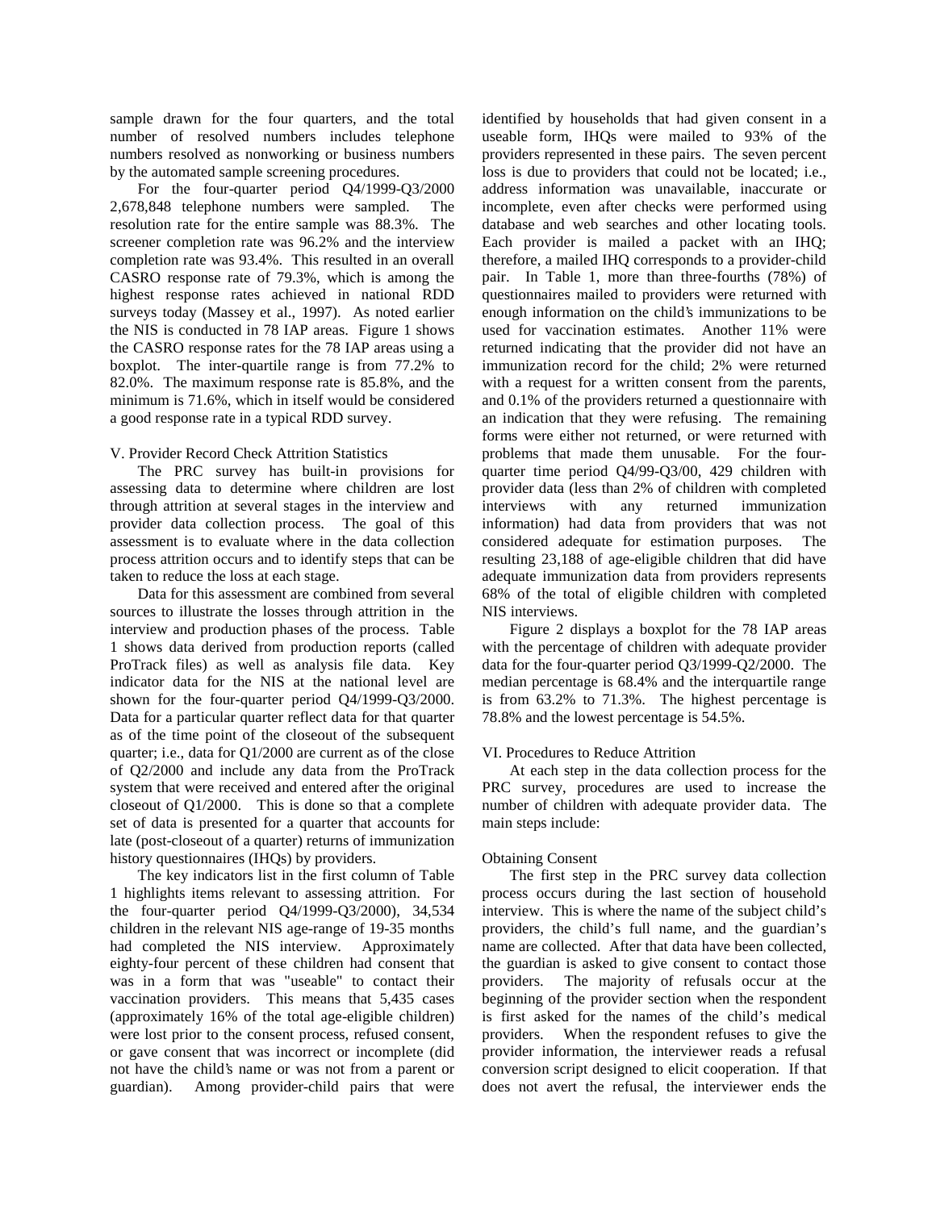sample drawn for the four quarters, and the total number of resolved numbers includes telephone numbers resolved as nonworking or business numbers by the automated sample screening procedures.

For the four-quarter period Q4/1999-Q3/2000 2,678,848 telephone numbers were sampled. The resolution rate for the entire sample was 88.3%. The screener completion rate was 96.2% and the interview completion rate was 93.4%. This resulted in an overall CASRO response rate of 79.3%, which is among the highest response rates achieved in national RDD surveys today (Massey et al., 1997). As noted earlier the NIS is conducted in 78 IAP areas. Figure 1 shows the CASRO response rates for the 78 IAP areas using a boxplot. The inter-quartile range is from 77.2% to 82.0%. The maximum response rate is 85.8%, and the minimum is 71.6%, which in itself would be considered a good response rate in a typical RDD survey.

V. Provider Record Check Attrition Statistics

The PRC survey has built-in provisions for assessing data to determine where children are lost through attrition at several stages in the interview and provider data collection process. The goal of this assessment is to evaluate where in the data collection process attrition occurs and to identify steps that can be taken to reduce the loss at each stage.

Data for this assessment are combined from several sources to illustrate the losses through attrition in the interview and production phases of the process. Table 1 shows data derived from production reports (called ProTrack files) as well as analysis file data. Key indicator data for the NIS at the national level are shown for the four-quarter period Q4/1999-Q3/2000. Data for a particular quarter reflect data for that quarter as of the time point of the closeout of the subsequent quarter; i.e., data for Q1/2000 are current as of the close of Q2/2000 and include any data from the ProTrack system that were received and entered after the original closeout of Q1/2000. This is done so that a complete set of data is presented for a quarter that accounts for late (post-closeout of a quarter) returns of immunization history questionnaires (IHQs) by providers.

The key indicators list in the first column of Table 1 highlights items relevant to assessing attrition. For the four-quarter period Q4/1999-Q3/2000), 34,534 children in the relevant NIS age-range of 19-35 months had completed the NIS interview. Approximately eighty-four percent of these children had consent that was in a form that was "useable" to contact their vaccination providers. This means that 5,435 cases (approximately 16% of the total age-eligible children) were lost prior to the consent process, refused consent, or gave consent that was incorrect or incomplete (did not have the child's name or was not from a parent or guardian). Among provider-child pairs that were identified by households that had given consent in a useable form, IHQs were mailed to 93% of the providers represented in these pairs. The seven percent loss is due to providers that could not be located; i.e., address information was unavailable, inaccurate or incomplete, even after checks were performed using database and web searches and other locating tools. Each provider is mailed a packet with an IHQ; therefore, a mailed IHQ corresponds to a provider-child pair. In Table 1, more than three-fourths (78%) of questionnaires mailed to providers were returned with enough information on the child's immunizations to be used for vaccination estimates. Another 11% were returned indicating that the provider did not have an immunization record for the child; 2% were returned with a request for a written consent from the parents, and 0.1% of the providers returned a questionnaire with an indication that they were refusing. The remaining forms were either not returned, or were returned with problems that made them unusable. For the four-quarter time period Q4/99-Q3/00, 429 children with provider data (less than 2% of children with completed interviews with any returned immunization information) had data from providers that was not considered adequate for estimation purposes. The resulting 23,188 of age-eligible children that did have adequate immunization data from providers represents 68% of the total of eligible children with completed NIS interviews.

Figure 2 displays a boxplot for the 78 IAP areas with the percentage of children with adequate provider data for the four-quarter period Q3/1999-Q2/2000. The median percentage is 68.4% and the interquartile range is from 63.2% to 71.3%. The highest percentage is 78.8% and the lowest percentage is 54.5%.

VI. Procedures to Reduce Attrition

At each step in the data collection process for the PRC survey, procedures are used to increase the number of children with adequate provider data. The main steps include:

Obtaining Consent

The first step in the PRC survey data collection process occurs during the last section of household interview. This is where the name of the subject child's providers, the child's full name, and the guardian's name are collected. After that data have been collected, the guardian is asked to give consent to contact those providers. The majority of refusals occur at the beginning of the provider section when the respondent is first asked for the names of the child's medical providers. When the respondent refuses to give the provider information, the interviewer reads a refusal conversion script designed to elicit cooperation. If that does not avert the refusal, the interviewer ends the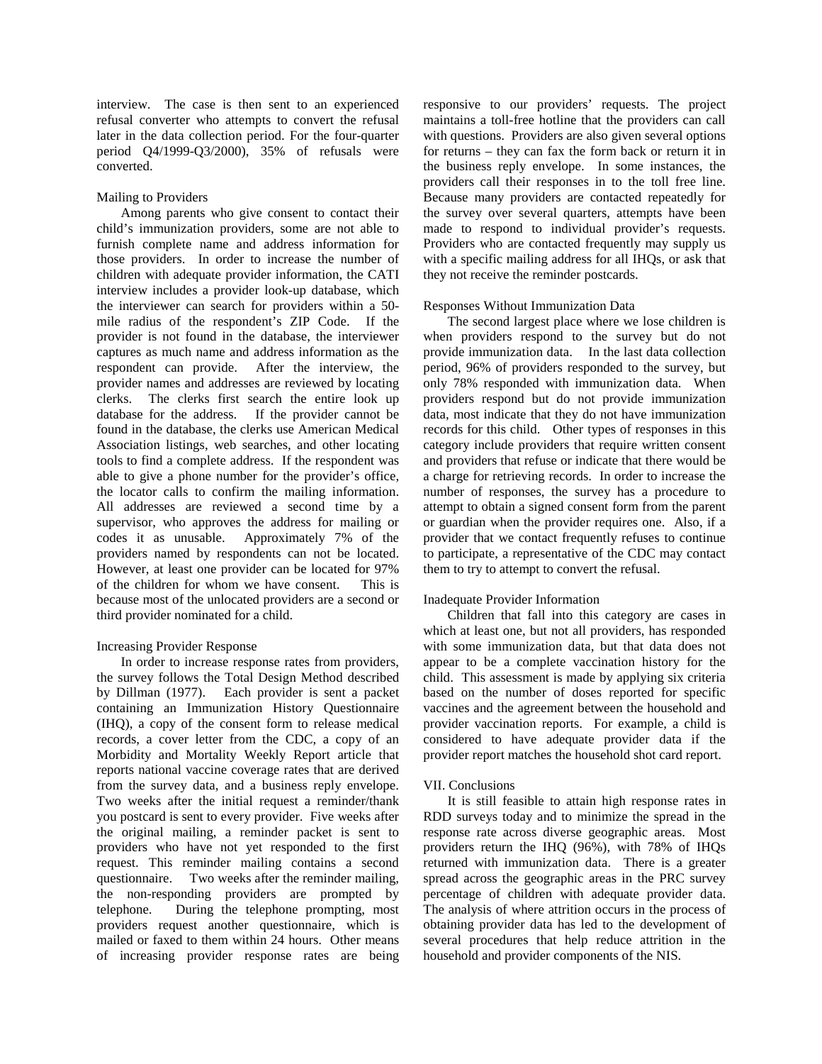interview. The case is then sent to an experienced refusal converter who attempts to convert the refusal later in the data collection period. For the four-quarter period Q4/1999-Q3/2000), 35% of refusals were converted.

Mailing to Providers

Among parents who give consent to contact their child's immunization providers, some are not able to furnish complete name and address information for those providers. In order to increase the number of children with adequate provider information, the CATI interview includes a provider look-up database, which the interviewer can search for providers within a 50-mile radius of the respondent's ZIP Code. If the provider is not found in the database, the interviewer captures as much name and address information as the respondent can provide. After the interview, the provider names and addresses are reviewed by locating clerks. The clerks first search the entire look up database for the address. If the provider cannot be found in the database, the clerks use American Medical Association listings, web searches, and other locating tools to find a complete address. If the respondent was able to give a phone number for the provider's office, the locator calls to confirm the mailing information. All addresses are reviewed a second time by a supervisor, who approves the address for mailing or codes it as unusable. Approximately 7% of the providers named by respondents can not be located. However, at least one provider can be located for 97% of the children for whom we have consent. This is because most of the unlocated providers are a second or third provider nominated for a child.

Increasing Provider Response

In order to increase response rates from providers, the survey follows the Total Design Method described by Dillman (1977). Each provider is sent a packet containing an Immunization History Questionnaire (IHQ), a copy of the consent form to release medical records, a cover letter from the CDC, a copy of an Morbidity and Mortality Weekly Report article that reports national vaccine coverage rates that are derived from the survey data, and a business reply envelope. Two weeks after the initial request a reminder/thank you postcard is sent to every provider. Five weeks after the original mailing, a reminder packet is sent to providers who have not yet responded to the first request. This reminder mailing contains a second questionnaire. Two weeks after the reminder mailing, the non-responding providers are prompted by telephone. During the telephone prompting, most providers request another questionnaire, which is mailed or faxed to them within 24 hours. Other means of increasing provider response rates are being responsive to our providers' requests. The project maintains a toll-free hotline that the providers can call with questions. Providers are also given several options for returns – they can fax the form back or return it in the business reply envelope. In some instances, the providers call their responses in to the toll free line. Because many providers are contacted repeatedly for the survey over several quarters, attempts have been made to respond to individual provider's requests. Providers who are contacted frequently may supply us with a specific mailing address for all IHQs, or ask that they not receive the reminder postcards.

Responses Without Immunization Data

The second largest place where we lose children is when providers respond to the survey but do not provide immunization data. In the last data collection period, 96% of providers responded to the survey, but only 78% responded with immunization data. When providers respond but do not provide immunization data, most indicate that they do not have immunization records for this child. Other types of responses in this category include providers that require written consent and providers that refuse or indicate that there would be a charge for retrieving records. In order to increase the number of responses, the survey has a procedure to attempt to obtain a signed consent form from the parent or guardian when the provider requires one. Also, if a provider that we contact frequently refuses to continue to participate, a representative of the CDC may contact them to try to attempt to convert the refusal.

Inadequate Provider Information

Children that fall into this category are cases in which at least one, but not all providers, has responded with some immunization data, but that data does not appear to be a complete vaccination history for the child. This assessment is made by applying six criteria based on the number of doses reported for specific vaccines and the agreement between the household and provider vaccination reports. For example, a child is considered to have adequate provider data if the provider report matches the household shot card report.

## VII. Conclusions

It is still feasible to attain high response rates in RDD surveys today and to minimize the spread in the response rate across diverse geographic areas. Most providers return the IHQ (96%), with 78% of IHQs returned with immunization data. There is a greater spread across the geographic areas in the PRC survey percentage of children with adequate provider data. The analysis of where attrition occurs in the process of obtaining provider data has led to the development of several procedures that help reduce attrition in the household and provider components of the NIS.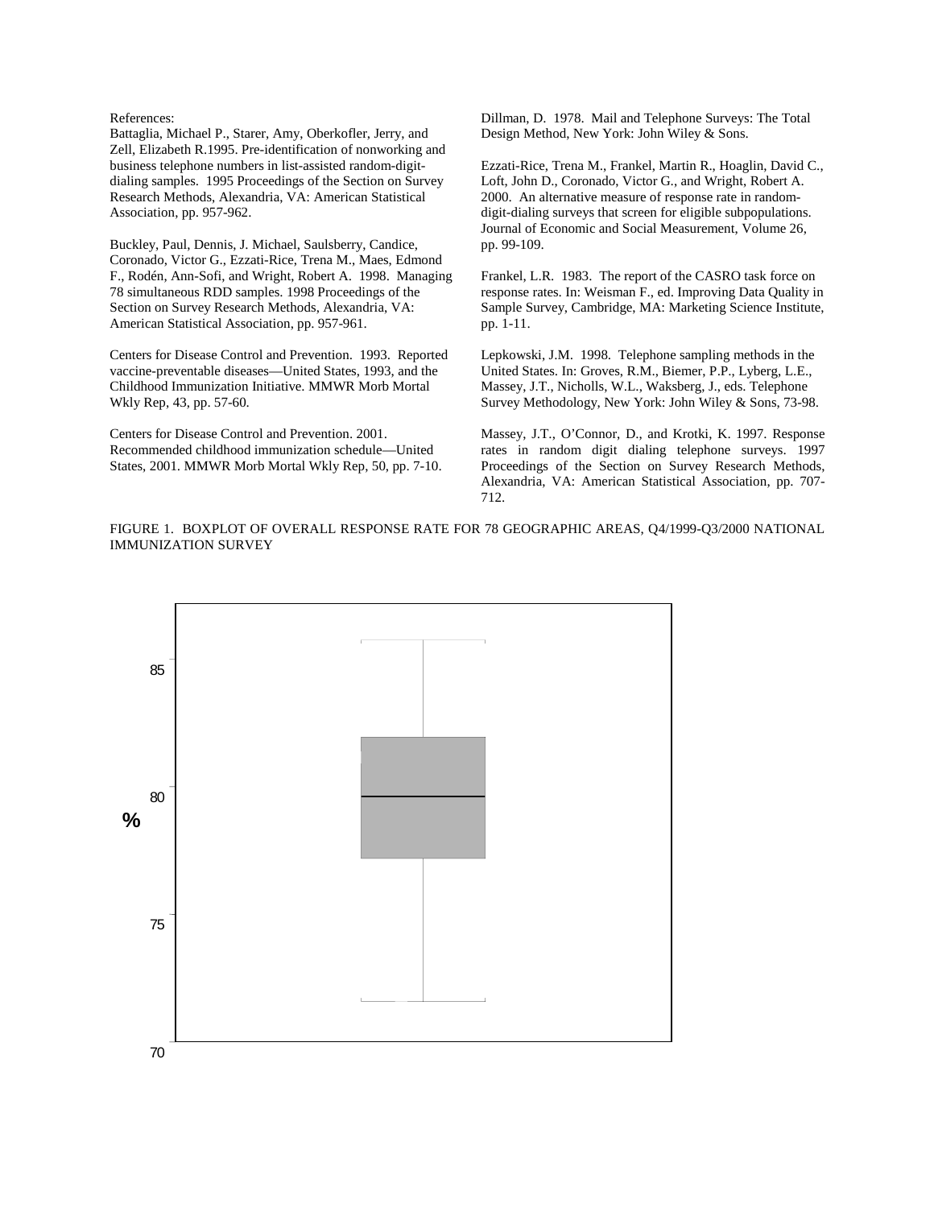References:

Battaglia, Michael P., Starer, Amy, Oberkofler, Jerry, and Zell, Elizabeth R.1995. Pre-identification of nonworking and business telephone numbers in list-assisted random-digit-dialing samples. 1995 Proceedings of the Section on Survey Research Methods, Alexandria, VA: American Statistical Association, pp. 957-962.

Buckley, Paul, Dennis, J. Michael, Saulsberry, Candice, Coronado, Victor G., Ezzati-Rice, Trena M., Maes, Edmond F., Rodén, Ann-Sofi, and Wright, Robert A. 1998. Managing 78 simultaneous RDD samples. 1998 Proceedings of the Section on Survey Research Methods, Alexandria, VA: American Statistical Association, pp. 957-961.

Centers for Disease Control and Prevention. 1993. Reported vaccine-preventable diseases—United States, 1993, and the Childhood Immunization Initiative. MMWR Morb Mortal Wkly Rep, 43, pp. 57-60.

Centers for Disease Control and Prevention. 2001. Recommended childhood immunization schedule—United States, 2001. MMWR Morb Mortal Wkly Rep, 50, pp. 7-10.

Dillman, D. 1978. Mail and Telephone Surveys: The Total Design Method, New York: John Wiley & Sons.

Ezzati-Rice, Trena M., Frankel, Martin R., Hoaglin, David C., Loft, John D., Coronado, Victor G., and Wright, Robert A. 2000. An alternative measure of response rate in random-digit-dialing surveys that screen for eligible subpopulations. Journal of Economic and Social Measurement, Volume 26, pp. 99-109.

Frankel, L.R. 1983. The report of the CASRO task force on response rates. In: Weisman F., ed. Improving Data Quality in Sample Survey, Cambridge, MA: Marketing Science Institute, pp. 1-11.

Lepkowski, J.M. 1998. Telephone sampling methods in the United States. In: Groves, R.M., Biemer, P.P., Lyberg, L.E., Massey, J.T., Nicholls, W.L., Waksberg, J., eds. Telephone Survey Methodology, New York: John Wiley & Sons, 73-98.

Massey, J.T., O'Connor, D., and Krotki, K. 1997. Response rates in random digit dialing telephone surveys. 1997 Proceedings of the Section on Survey Research Methods, Alexandria, VA: American Statistical Association, pp. 707-712.

FIGURE 1. BOXPLOT OF OVERALL RESPONSE RATE FOR 78 GEOGRAPHIC AREAS, Q4/1999-Q3/2000 NATIONAL IMMUNIZATION SURVEY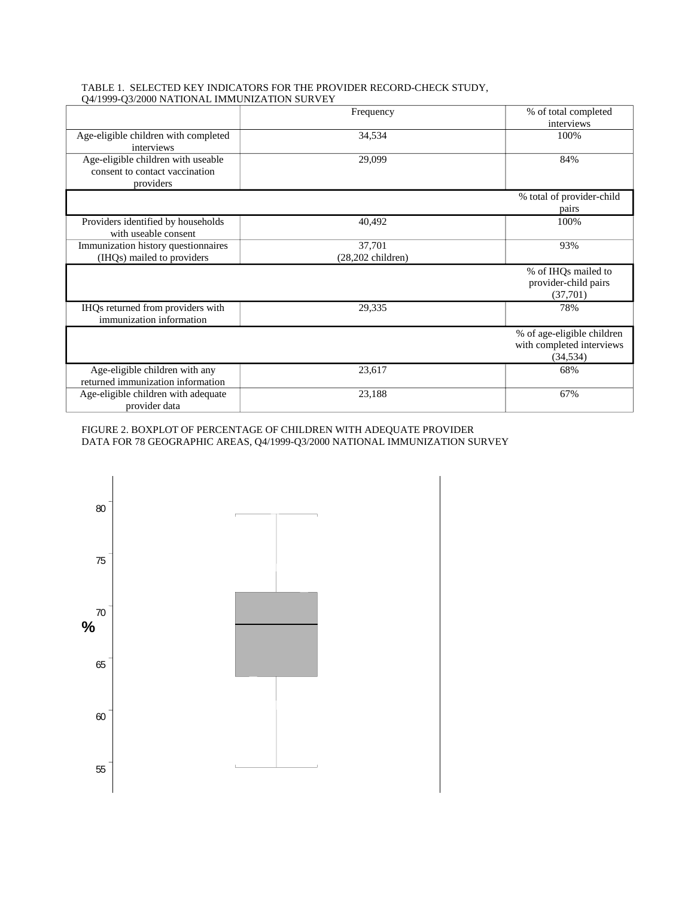TABLE 1. SELECTED KEY INDICATORS FOR THE PROVIDER RECORD-CHECK STUDY, Q4/1999-Q3/2000 NATIONAL IMMUNIZATION SURVEY

| | Frequency | % of total completed interviews |
|---|---|---|
| Age-eligible children with completed interviews | 34,534 | 100% |
| Age-eligible children with useable consent to contact vaccination providers | 29,099 | 84% |
| | | % total of provider-child pairs |
| Providers identified by households with useable consent | 40,492 | 100% |
| Immunization history questionnaires (IHQs) mailed to providers | 37,701 (28,202 children) | 93% |
| | | % of IHQs mailed to provider-child pairs (37,701) |
| IHQs returned from providers with immunization information | 29,335 | 78% |
| | | % of age-eligible children with completed interviews (34,534) |
| Age-eligible children with any returned immunization information | 23,617 | 68% |
| Age-eligible children with adequate provider data | 23,188 | 67% |

FIGURE 2. BOXPLOT OF PERCENTAGE OF CHILDREN WITH ADEQUATE PROVIDER DATA FOR 78 GEOGRAPHIC AREAS, Q4/1999-Q3/2000 NATIONAL IMMUNIZATION SURVEY

%

80

75

70

65

60

55